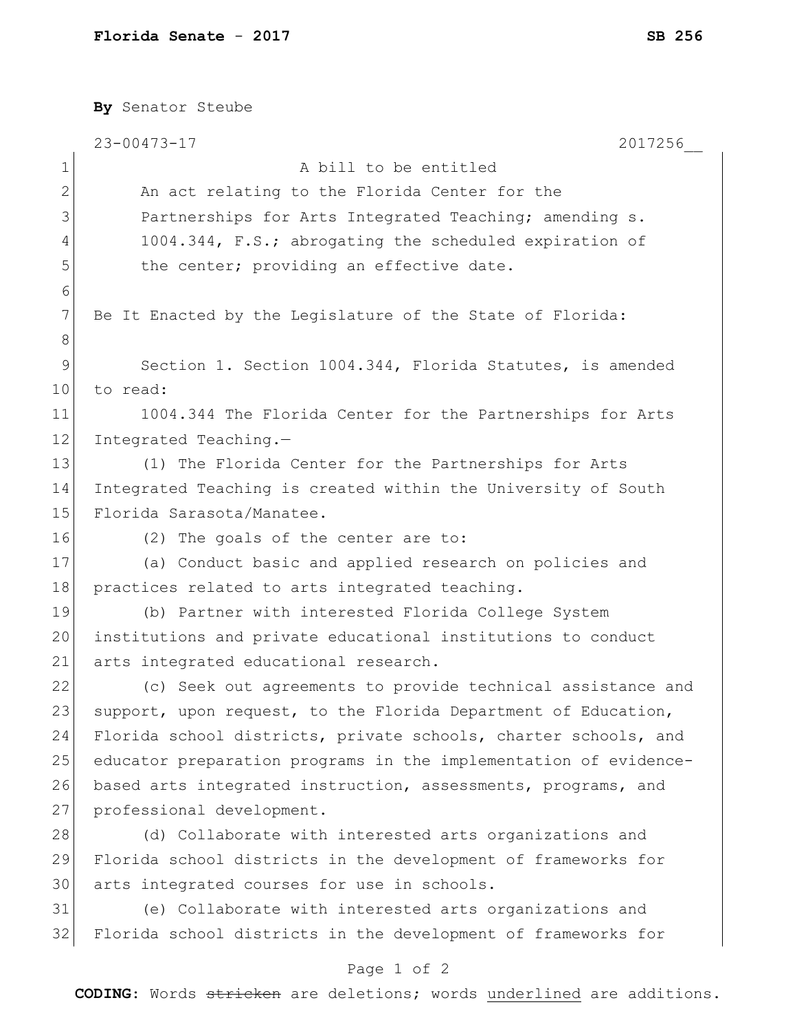**Florida Senate - 2017** **SB 256**

**By** Senator Steube

23-00473-17 2017256__

A bill to be entitled

An act relating to the Florida Center for the Partnerships for Arts Integrated Teaching; amending s. 1004.344, F.S.; abrogating the scheduled expiration of the center; providing an effective date.

Be It Enacted by the Legislature of the State of Florida:

Section 1. Section 1004.344, Florida Statutes, is amended to read:

1004.344 The Florida Center for the Partnerships for Arts Integrated Teaching.—

(1) The Florida Center for the Partnerships for Arts Integrated Teaching is created within the University of South Florida Sarasota/Manatee.

(2) The goals of the center are to:

(a) Conduct basic and applied research on policies and practices related to arts integrated teaching.

(b) Partner with interested Florida College System institutions and private educational institutions to conduct arts integrated educational research.

(c) Seek out agreements to provide technical assistance and support, upon request, to the Florida Department of Education, Florida school districts, private schools, charter schools, and educator preparation programs in the implementation of evidence-based arts integrated instruction, assessments, programs, and professional development.

(d) Collaborate with interested arts organizations and Florida school districts in the development of frameworks for arts integrated courses for use in schools.

(e) Collaborate with interested arts organizations and Florida school districts in the development of frameworks for

**CODING:** Words ~~stricken~~ are deletions; words <u>underlined</u> are additions.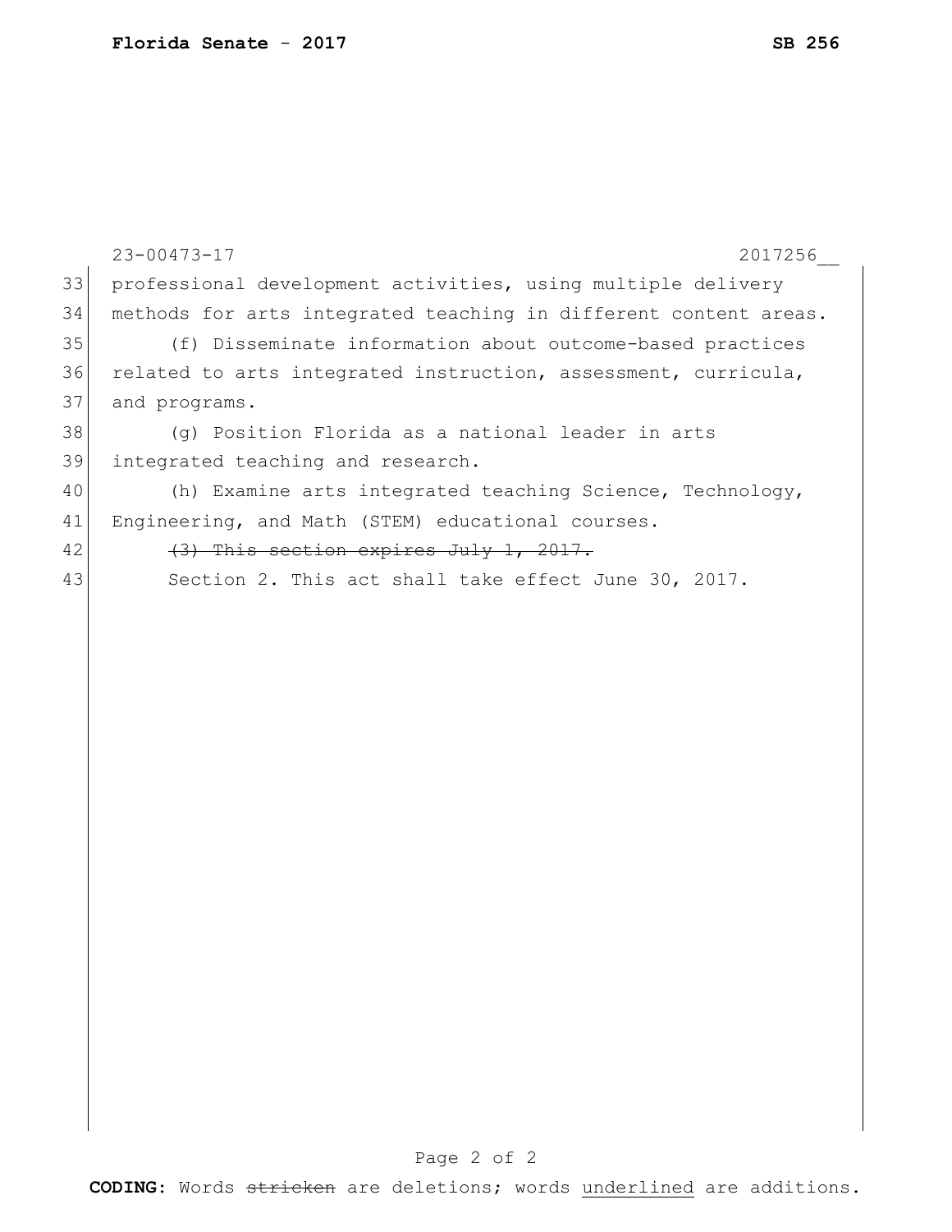professional development activities, using multiple delivery methods for arts integrated teaching in different content areas.

(f) Disseminate information about outcome-based practices related to arts integrated instruction, assessment, curricula, and programs.

(g) Position Florida as a national leader in arts integrated teaching and research.

(h) Examine arts integrated teaching Science, Technology, Engineering, and Math (STEM) educational courses.

~~(3) This section expires July 1, 2017.~~

Section 2. This act shall take effect June 30, 2017.

**CODING:** Words ~~stricken~~ are deletions; words <u>underlined</u> are additions.